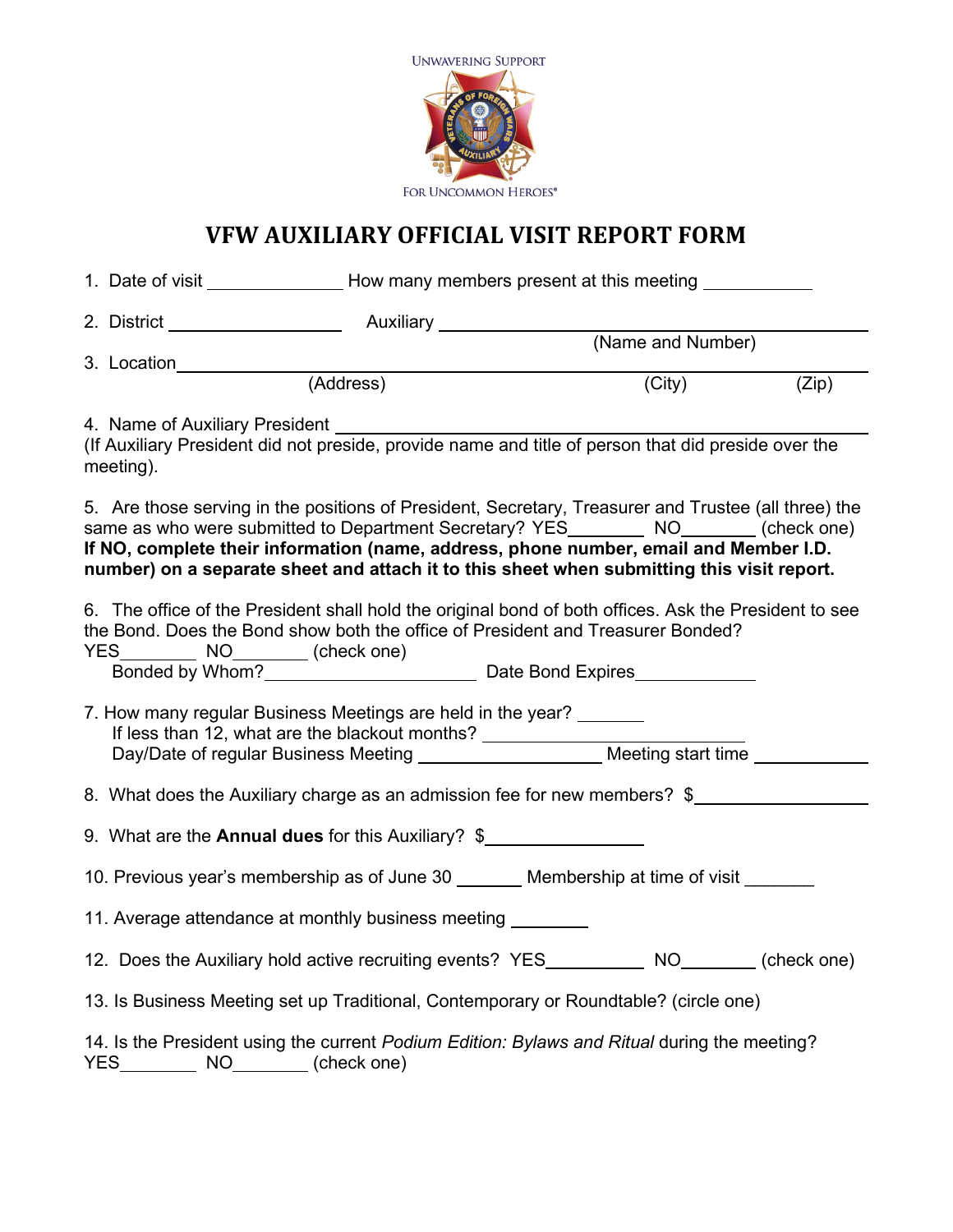UNWAVERING SUPPORT

FOR UNCOMMON HEROES®

# VFW AUXILIARY OFFICIAL VISIT REPORT FORM

1. Date of visit ____________ How many members present at this meeting __________

2. District ________________ Auxiliary ________________________________________
(Name and Number)

3. Location ____________________________________________________________________
(Address) (City) (Zip)

4. Name of Auxiliary President ________________________________________________
(If Auxiliary President did not preside, provide name and title of person that did preside over the meeting).

5. Are those serving in the positions of President, Secretary, Treasurer and Trustee (all three) the same as who were submitted to Department Secretary? YES_______ NO_______ (check one)
**If NO, complete their information (name, address, phone number, email and Member I.D. number) on a separate sheet and attach it to this sheet when submitting this visit report.**

6. The office of the President shall hold the original bond of both offices. Ask the President to see the Bond. Does the Bond show both the office of President and Treasurer Bonded?
YES_______ NO_______ (check one)
Bonded by Whom?____________________ Date Bond Expires___________

7. How many regular Business Meetings are held in the year? ______
If less than 12, what are the blackout months? ________________________
Day/Date of regular Business Meeting ________________ Meeting start time __________

8. What does the Auxiliary charge as an admission fee for new members? $________________

9. What are the **Annual dues** for this Auxiliary? $_______________

10. Previous year's membership as of June 30 ______ Membership at time of visit ______

11. Average attendance at monthly business meeting _______

12. Does the Auxiliary hold active recruiting events? YES_________ NO_______ (check one)

13. Is Business Meeting set up Traditional, Contemporary or Roundtable? (circle one)

14. Is the President using the current *Podium Edition: Bylaws and Ritual* during the meeting?
YES_______ NO_______ (check one)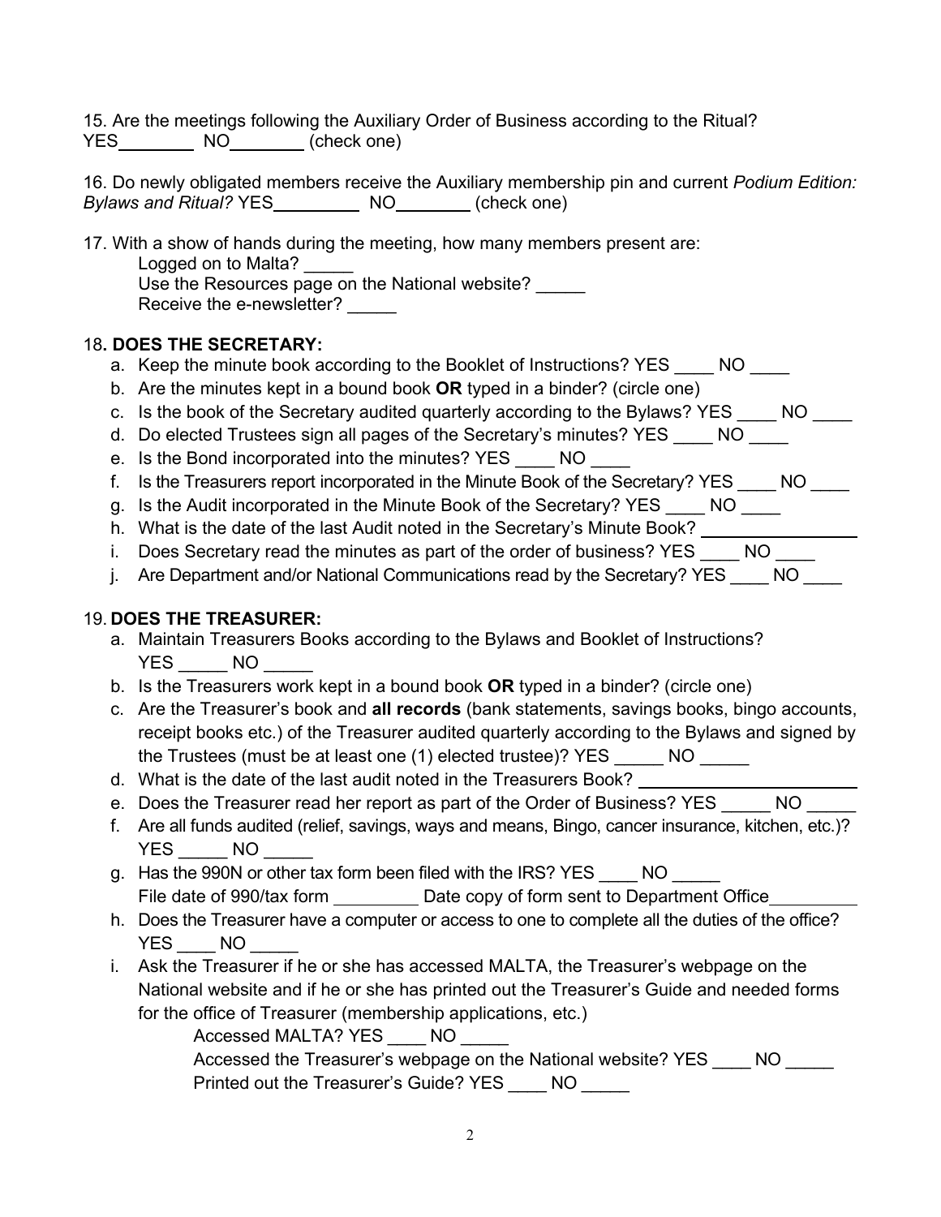15. Are the meetings following the Auxiliary Order of Business according to the Ritual?
YES________ NO________ (check one)

16. Do newly obligated members receive the Auxiliary membership pin and current *Podium Edition: Bylaws and Ritual?* YES_________ NO________ (check one)

17. With a show of hands during the meeting, how many members present are:

Logged on to Malta? _____
Use the Resources page on the National website? _____
Receive the e-newsletter? _____

18**. DOES THE SECRETARY:**

a. Keep the minute book according to the Booklet of Instructions? YES ____ NO ____
b. Are the minutes kept in a bound book **OR** typed in a binder? (circle one)
c. Is the book of the Secretary audited quarterly according to the Bylaws? YES ____ NO ____
d. Do elected Trustees sign all pages of the Secretary's minutes? YES ____ NO ____
e. Is the Bond incorporated into the minutes? YES ____ NO ____
f. Is the Treasurers report incorporated in the Minute Book of the Secretary? YES ____ NO ____
g. Is the Audit incorporated in the Minute Book of the Secretary? YES ____ NO ____
h. What is the date of the last Audit noted in the Secretary's Minute Book? ________________
i. Does Secretary read the minutes as part of the order of business? YES ____ NO ____
j. Are Department and/or National Communications read by the Secretary? YES ____ NO ____

19. **DOES THE TREASURER:**

a. Maintain Treasurers Books according to the Bylaws and Booklet of Instructions?
YES _____ NO _____
b. Is the Treasurers work kept in a bound book **OR** typed in a binder? (circle one)
c. Are the Treasurer's book and **all records** (bank statements, savings books, bingo accounts, receipt books etc.) of the Treasurer audited quarterly according to the Bylaws and signed by the Trustees (must be at least one (1) elected trustee)? YES _____ NO _____
d. What is the date of the last audit noted in the Treasurers Book? ________________________
e. Does the Treasurer read her report as part of the Order of Business? YES _____ NO _____
f. Are all funds audited (relief, savings, ways and means, Bingo, cancer insurance, kitchen, etc.)?
YES _____ NO _____
g. Has the 990N or other tax form been filed with the IRS? YES ____ NO _____
File date of 990/tax form _________ Date copy of form sent to Department Office_________
h. Does the Treasurer have a computer or access to one to complete all the duties of the office?
YES ____ NO _____
i. Ask the Treasurer if he or she has accessed MALTA, the Treasurer's webpage on the National website and if he or she has printed out the Treasurer's Guide and needed forms for the office of Treasurer (membership applications, etc.)

Accessed MALTA? YES ____ NO _____
Accessed the Treasurer's webpage on the National website? YES ____ NO _____
Printed out the Treasurer's Guide? YES ____ NO _____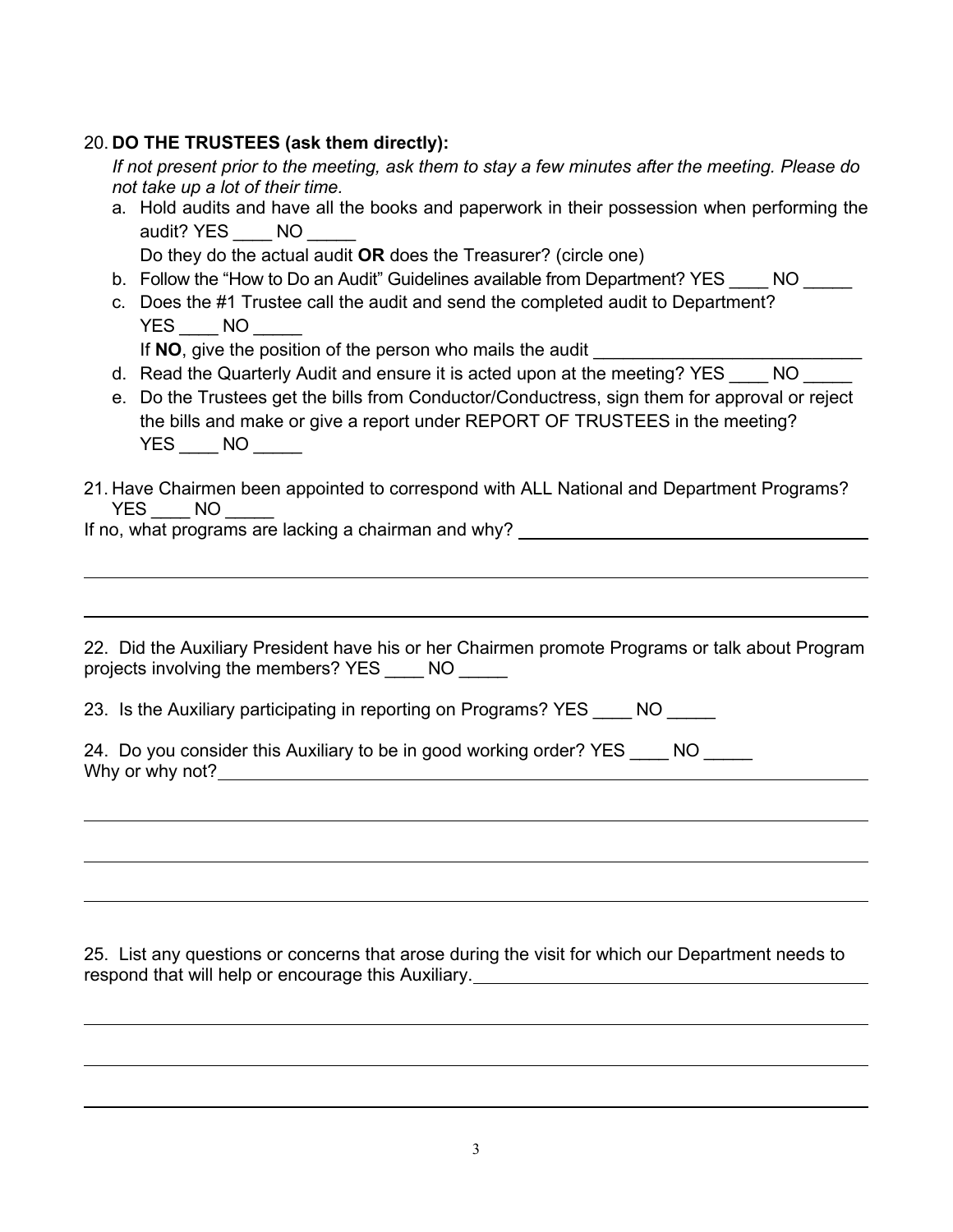20. **DO THE TRUSTEES (ask them directly):**

    *If not present prior to the meeting, ask them to stay a few minutes after the meeting. Please do not take up a lot of their time.*

    a. Hold audits and have all the books and paperwork in their possession when performing the audit? YES ____ NO _____

       Do they do the actual audit **OR** does the Treasurer? (circle one)

    b. Follow the "How to Do an Audit" Guidelines available from Department? YES ____ NO _____

    c. Does the #1 Trustee call the audit and send the completed audit to Department? YES ____ NO _____

       If **NO**, give the position of the person who mails the audit ____________________________

    d. Read the Quarterly Audit and ensure it is acted upon at the meeting? YES ____ NO _____

    e. Do the Trustees get the bills from Conductor/Conductress, sign them for approval or reject the bills and make or give a report under REPORT OF TRUSTEES in the meeting? YES ____ NO _____

21. Have Chairmen been appointed to correspond with ALL National and Department Programs? YES ____ NO _____

If no, what programs are lacking a chairman and why? ______________________________________

______________________________________________________________________________

______________________________________________________________________________

22. Did the Auxiliary President have his or her Chairmen promote Programs or talk about Program projects involving the members? YES ____ NO _____

23. Is the Auxiliary participating in reporting on Programs? YES ____ NO _____

24. Do you consider this Auxiliary to be in good working order? YES ____ NO _____

Why or why not? ________________________________________________________________

______________________________________________________________________________

______________________________________________________________________________

______________________________________________________________________________

25. List any questions or concerns that arose during the visit for which our Department needs to respond that will help or encourage this Auxiliary. __________________________________________

______________________________________________________________________________

______________________________________________________________________________

______________________________________________________________________________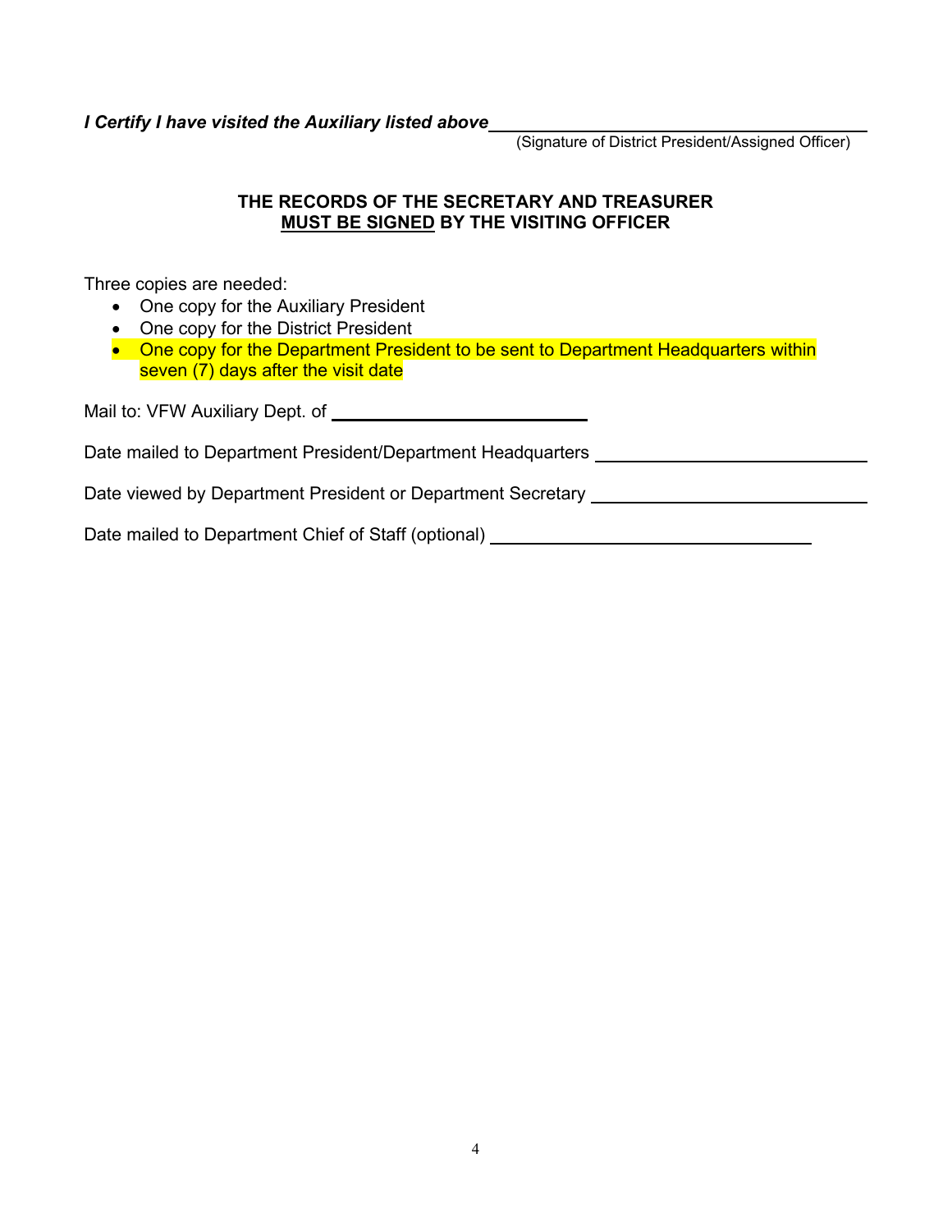***I Certify I have visited the Auxiliary listed above*** ______________________________
(Signature of District President/Assigned Officer)

**THE RECORDS OF THE SECRETARY AND TREASURER**
**MUST BE SIGNED BY THE VISITING OFFICER**

Three copies are needed:

- One copy for the Auxiliary President
- One copy for the District President
- One copy for the Department President to be sent to Department Headquarters within seven (7) days after the visit date

Mail to: VFW Auxiliary Dept. of ______________________

Date mailed to Department President/Department Headquarters ______________________

Date viewed by Department President or Department Secretary ______________________

Date mailed to Department Chief of Staff (optional) ______________________